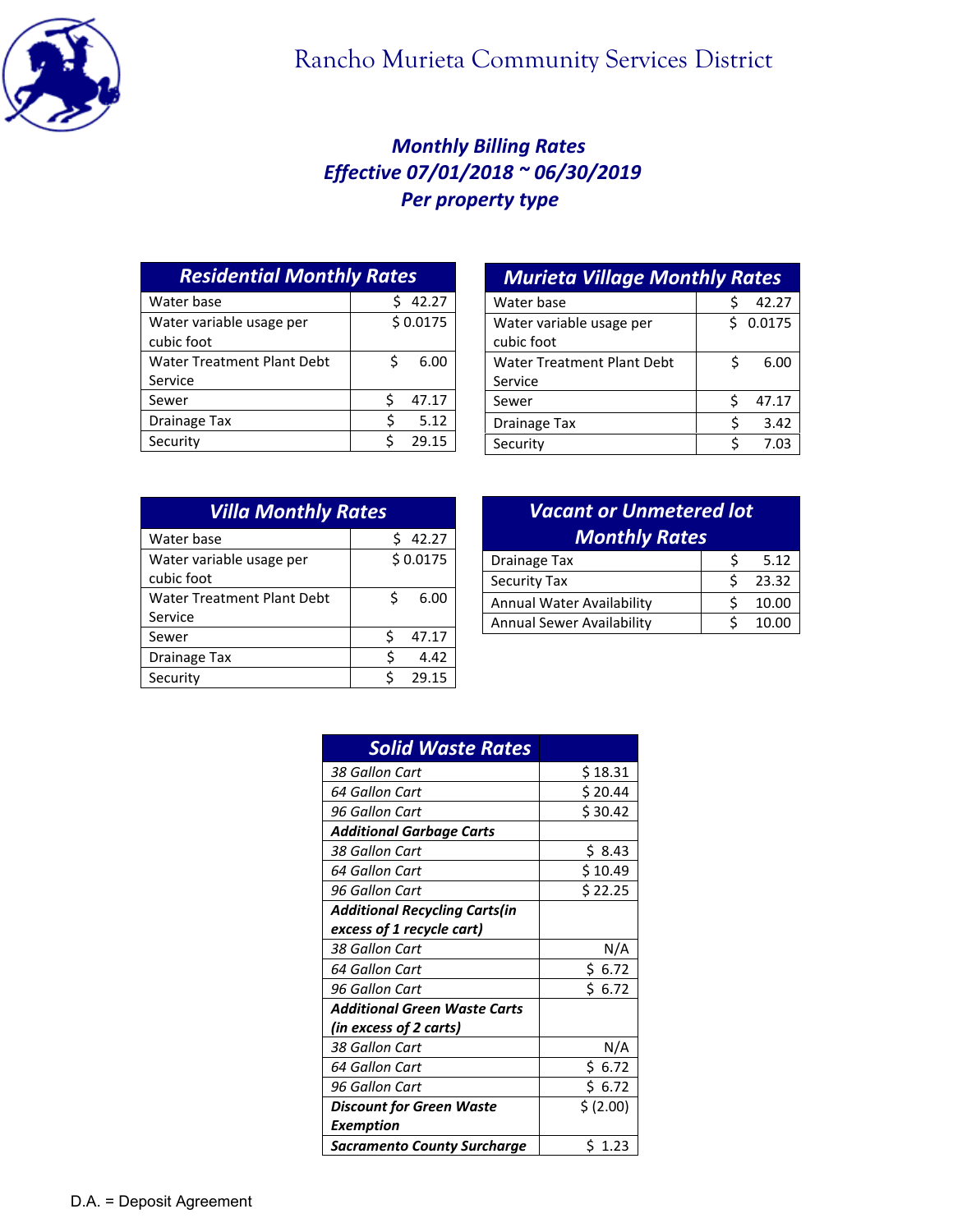# Rancho Murieta Community Services District

## *Monthly Billing Rates*
## *Effective 07/01/2018 ~ 06/30/2019*
## *Per property type*

| ***Residential Monthly Rates*** | |
|---|---|
| Water base | $ 42.27 |
| Water variable usage per cubic foot | $ 0.0175 |
| Water Treatment Plant Debt Service | $ 6.00 |
| Sewer | $ 47.17 |
| Drainage Tax | $ 5.12 |
| Security | $ 29.15 |

| ***Murieta Village Monthly Rates*** | |
|---|---|
| Water base | $ 42.27 |
| Water variable usage per cubic foot | $ 0.0175 |
| Water Treatment Plant Debt Service | $ 6.00 |
| Sewer | $ 47.17 |
| Drainage Tax | $ 3.42 |
| Security | $ 7.03 |

| ***Villa Monthly Rates*** | |
|---|---|
| Water base | $ 42.27 |
| Water variable usage per cubic foot | $ 0.0175 |
| Water Treatment Plant Debt Service | $ 6.00 |
| Sewer | $ 47.17 |
| Drainage Tax | $ 4.42 |
| Security | $ 29.15 |

| ***Vacant or Unmetered lot Monthly Rates*** | |
|---|---|
| Drainage Tax | $ 5.12 |
| Security Tax | $ 23.32 |
| Annual Water Availability | $ 10.00 |
| Annual Sewer Availability | $ 10.00 |

| ***Solid Waste Rates*** | |
|---|---|
| *38 Gallon Cart* | $ 18.31 |
| *64 Gallon Cart* | $ 20.44 |
| *96 Gallon Cart* | $ 30.42 |
| ***Additional Garbage Carts*** | |
| *38 Gallon Cart* | $ 8.43 |
| *64 Gallon Cart* | $ 10.49 |
| *96 Gallon Cart* | $ 22.25 |
| ***Additional Recycling Carts(in excess of 1 recycle cart)*** | |
| *38 Gallon Cart* | N/A |
| *64 Gallon Cart* | $ 6.72 |
| *96 Gallon Cart* | $ 6.72 |
| ***Additional Green Waste Carts (in excess of 2 carts)*** | |
| *38 Gallon Cart* | N/A |
| *64 Gallon Cart* | $ 6.72 |
| *96 Gallon Cart* | $ 6.72 |
| ***Discount for Green Waste Exemption*** | $ (2.00) |
| ***Sacramento County Surcharge*** | $ 1.23 |

D.A. = Deposit Agreement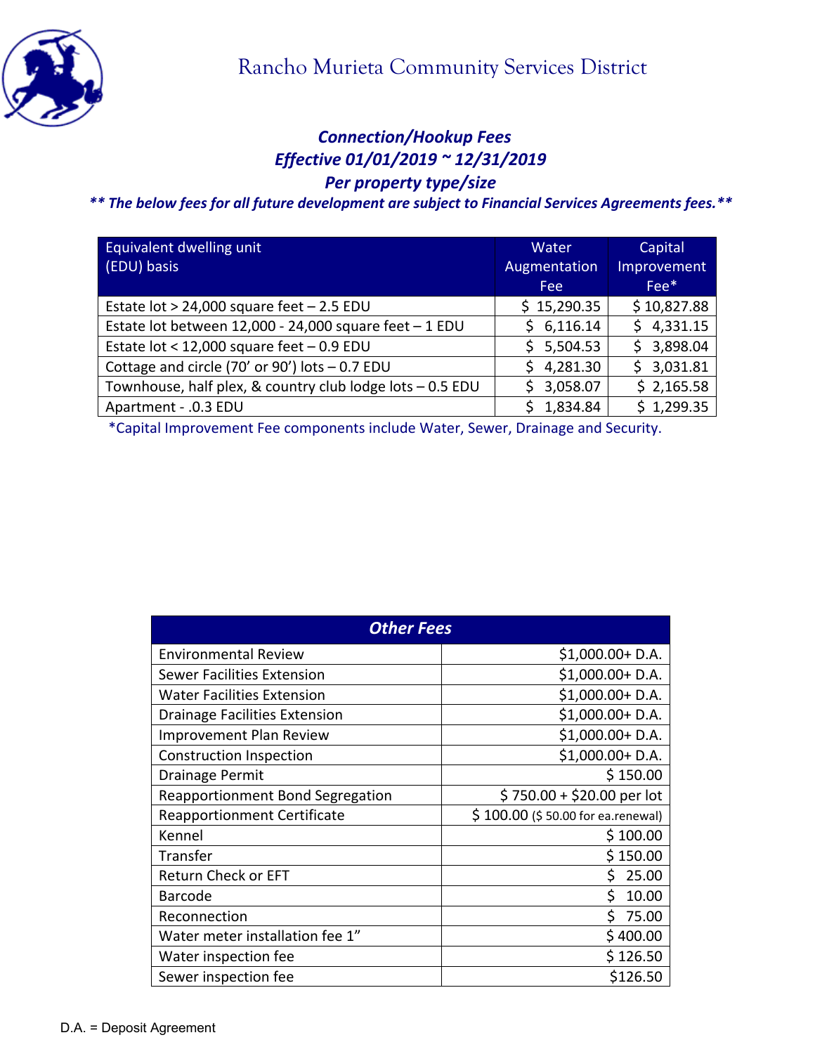# Rancho Murieta Community Services District

## *Connection/Hookup Fees*
## *Effective 01/01/2019 ~ 12/31/2019*
## *Per property type/size*

***\*\* The below fees for all future development are subject to Financial Services Agreements fees.\*\****

| Equivalent dwelling unit (EDU) basis | Water Augmentation Fee | Capital Improvement Fee* |
|---|---|---|
| Estate lot > 24,000 square feet – 2.5 EDU | $ 15,290.35 | $ 10,827.88 |
| Estate lot between 12,000 - 24,000 square feet – 1 EDU | $ 6,116.14 | $ 4,331.15 |
| Estate lot < 12,000 square feet – 0.9 EDU | $ 5,504.53 | $ 3,898.04 |
| Cottage and circle (70' or 90') lots – 0.7 EDU | $ 4,281.30 | $ 3,031.81 |
| Townhouse, half plex, & country club lodge lots – 0.5 EDU | $ 3,058.07 | $ 2,165.58 |
| Apartment - .0.3 EDU | $ 1,834.84 | $ 1,299.35 |

*Capital Improvement Fee components include Water, Sewer, Drainage and Security.

| *Other Fees* | |
|---|---|
| Environmental Review | $1,000.00+ D.A. |
| Sewer Facilities Extension | $1,000.00+ D.A. |
| Water Facilities Extension | $1,000.00+ D.A. |
| Drainage Facilities Extension | $1,000.00+ D.A. |
| Improvement Plan Review | $1,000.00+ D.A. |
| Construction Inspection | $1,000.00+ D.A. |
| Drainage Permit | $ 150.00 |
| Reapportionment Bond Segregation | $ 750.00 + $20.00 per lot |
| Reapportionment Certificate | $ 100.00 ($ 50.00 for ea.renewal) |
| Kennel | $ 100.00 |
| Transfer | $ 150.00 |
| Return Check or EFT | $ 25.00 |
| Barcode | $ 10.00 |
| Reconnection | $ 75.00 |
| Water meter installation fee 1" | $ 400.00 |
| Water inspection fee | $ 126.50 |
| Sewer inspection fee | $126.50 |

D.A. = Deposit Agreement